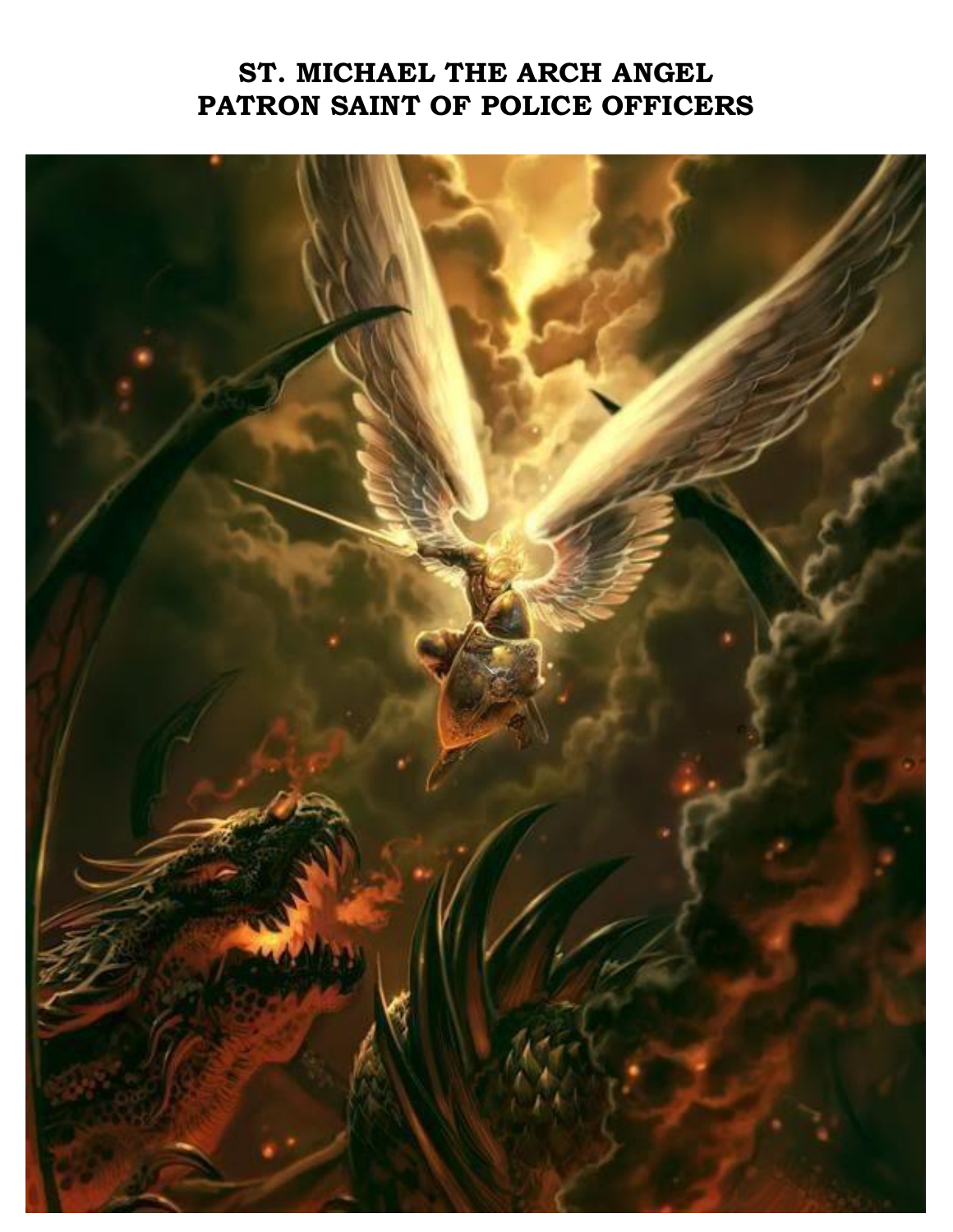**ST. MICHAEL THE ARCH ANGEL**
**PATRON SAINT OF POLICE OFFICERS**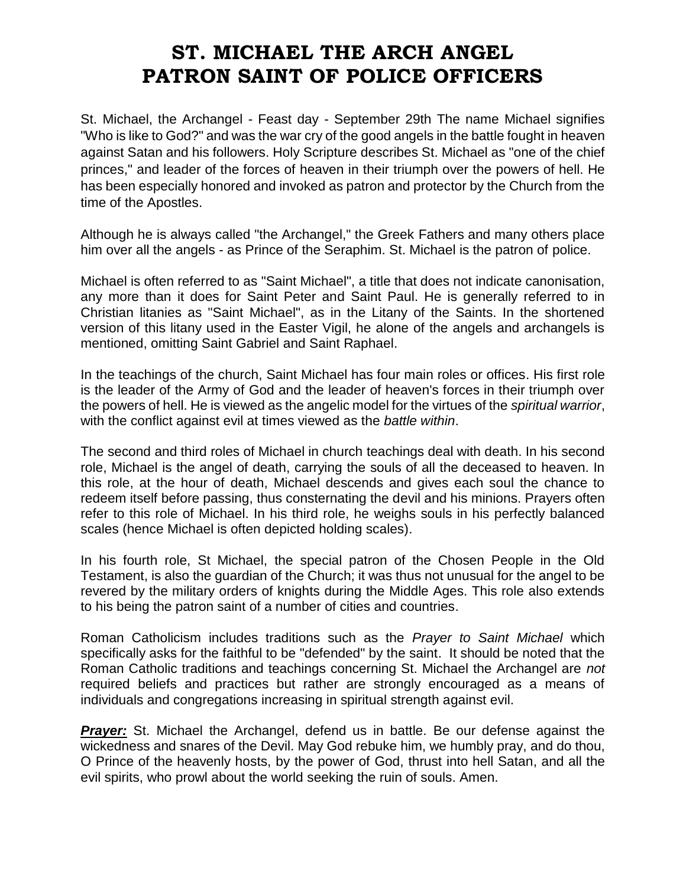# ST. MICHAEL THE ARCH ANGEL
# PATRON SAINT OF POLICE OFFICERS

St. Michael, the Archangel - Feast day - September 29th The name Michael signifies "Who is like to God?" and was the war cry of the good angels in the battle fought in heaven against Satan and his followers. Holy Scripture describes St. Michael as "one of the chief princes," and leader of the forces of heaven in their triumph over the powers of hell. He has been especially honored and invoked as patron and protector by the Church from the time of the Apostles.

Although he is always called "the Archangel," the Greek Fathers and many others place him over all the angels - as Prince of the Seraphim. St. Michael is the patron of police.

Michael is often referred to as "Saint Michael", a title that does not indicate canonisation, any more than it does for Saint Peter and Saint Paul. He is generally referred to in Christian litanies as "Saint Michael", as in the Litany of the Saints. In the shortened version of this litany used in the Easter Vigil, he alone of the angels and archangels is mentioned, omitting Saint Gabriel and Saint Raphael.

In the teachings of the church, Saint Michael has four main roles or offices. His first role is the leader of the Army of God and the leader of heaven's forces in their triumph over the powers of hell. He is viewed as the angelic model for the virtues of the *spiritual warrior*, with the conflict against evil at times viewed as the *battle within*.

The second and third roles of Michael in church teachings deal with death. In his second role, Michael is the angel of death, carrying the souls of all the deceased to heaven. In this role, at the hour of death, Michael descends and gives each soul the chance to redeem itself before passing, thus consternating the devil and his minions. Prayers often refer to this role of Michael. In his third role, he weighs souls in his perfectly balanced scales (hence Michael is often depicted holding scales).

In his fourth role, St Michael, the special patron of the Chosen People in the Old Testament, is also the guardian of the Church; it was thus not unusual for the angel to be revered by the military orders of knights during the Middle Ages. This role also extends to his being the patron saint of a number of cities and countries.

Roman Catholicism includes traditions such as the *Prayer to Saint Michael* which specifically asks for the faithful to be "defended" by the saint. It should be noted that the Roman Catholic traditions and teachings concerning St. Michael the Archangel are *not* required beliefs and practices but rather are strongly encouraged as a means of individuals and congregations increasing in spiritual strength against evil.

***Prayer:*** St. Michael the Archangel, defend us in battle. Be our defense against the wickedness and snares of the Devil. May God rebuke him, we humbly pray, and do thou, O Prince of the heavenly hosts, by the power of God, thrust into hell Satan, and all the evil spirits, who prowl about the world seeking the ruin of souls. Amen.